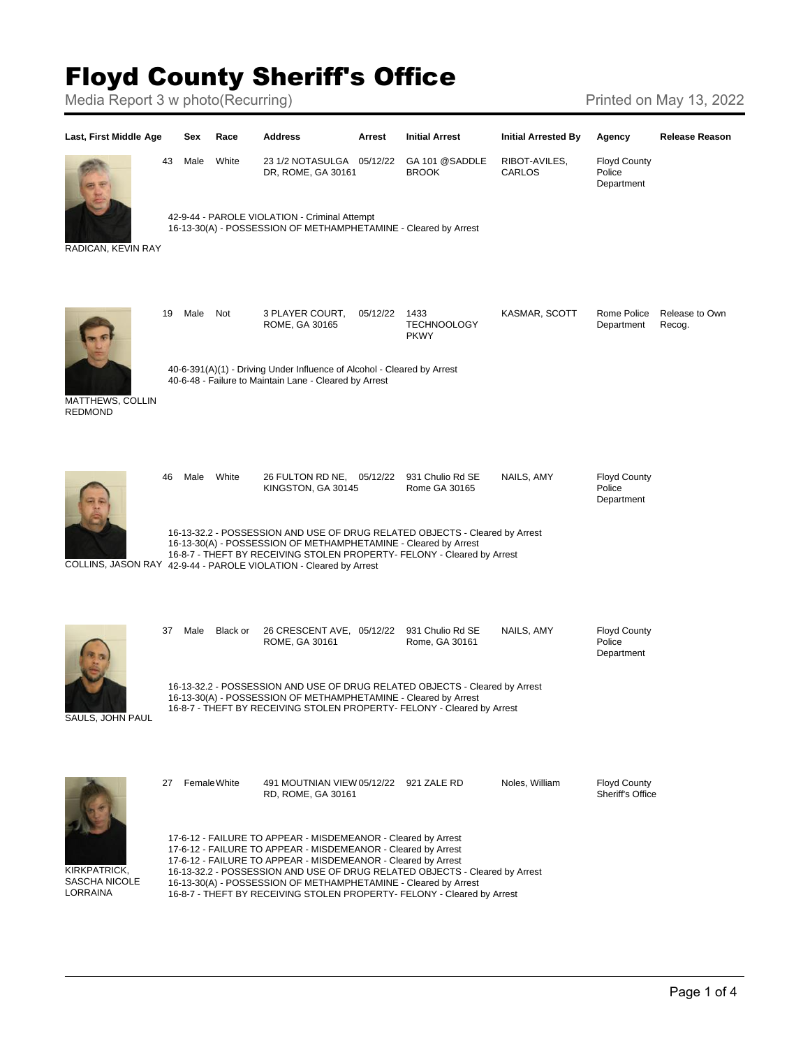# Floyd County Sheriff's Office

Media Report 3 w photo(Recurring)

Printed on May 13, 2022

| Last, First Middle | Age | Sex | Race | Address | Arrest | Initial Arrest | Initial Arrested By | Agency | Release Reason |
|---|---|---|---|---|---|---|---|---|---|
| RADICAN, KEVIN RAY | 43 | Male | White | 23 1/2 NOTASULGA DR, ROME, GA 30161 | 05/12/22 | GA 101 @SADDLE BROOK | RIBOT-AVILES, CARLOS | Floyd County Police Department | |
| MATTHEWS, COLLIN REDMOND | 19 | Male | Not | 3 PLAYER COURT, ROME, GA 30165 | 05/12/22 | 1433 TECHNOOLOGY PKWY | KASMAR, SCOTT | Rome Police Department | Release to Own Recog. |
| COLLINS, JASON RAY | 46 | Male | White | 26 FULTON RD NE, KINGSTON, GA 30145 | 05/12/22 | 931 Chulio Rd SE Rome GA 30165 | NAILS, AMY | Floyd County Police Department | |
| SAULS, JOHN PAUL | 37 | Male | Black or | 26 CRESCENT AVE, ROME, GA 30161 | 05/12/22 | 931 Chulio Rd SE Rome, GA 30161 | NAILS, AMY | Floyd County Police Department | |
| KIRKPATRICK, SASCHA NICOLE LORRAINA | 27 | Female | White | 491 MOUTNIAN VIEW RD, ROME, GA 30161 | 05/12/22 | 921 ZALE RD | Noles, William | Floyd County Sheriff's Office | |

**RADICAN, KEVIN RAY**

- 42-9-44 - PAROLE VIOLATION - Criminal Attempt
- 16-13-30(A) - POSSESSION OF METHAMPHETAMINE - Cleared by Arrest

**MATTHEWS, COLLIN REDMOND**

- 40-6-391(A)(1) - Driving Under Influence of Alcohol - Cleared by Arrest
- 40-6-48 - Failure to Maintain Lane - Cleared by Arrest

**COLLINS, JASON RAY**

- 16-13-32.2 - POSSESSION AND USE OF DRUG RELATED OBJECTS - Cleared by Arrest
- 16-13-30(A) - POSSESSION OF METHAMPHETAMINE - Cleared by Arrest
- 16-8-7 - THEFT BY RECEIVING STOLEN PROPERTY- FELONY - Cleared by Arrest
- 42-9-44 - PAROLE VIOLATION - Cleared by Arrest

**SAULS, JOHN PAUL**

- 16-13-32.2 - POSSESSION AND USE OF DRUG RELATED OBJECTS - Cleared by Arrest
- 16-13-30(A) - POSSESSION OF METHAMPHETAMINE - Cleared by Arrest
- 16-8-7 - THEFT BY RECEIVING STOLEN PROPERTY- FELONY - Cleared by Arrest

**KIRKPATRICK, SASCHA NICOLE LORRAINA**

- 17-6-12 - FAILURE TO APPEAR - MISDEMEANOR - Cleared by Arrest
- 17-6-12 - FAILURE TO APPEAR - MISDEMEANOR - Cleared by Arrest
- 17-6-12 - FAILURE TO APPEAR - MISDEMEANOR - Cleared by Arrest
- 16-13-32.2 - POSSESSION AND USE OF DRUG RELATED OBJECTS - Cleared by Arrest
- 16-13-30(A) - POSSESSION OF METHAMPHETAMINE - Cleared by Arrest
- 16-8-7 - THEFT BY RECEIVING STOLEN PROPERTY- FELONY - Cleared by Arrest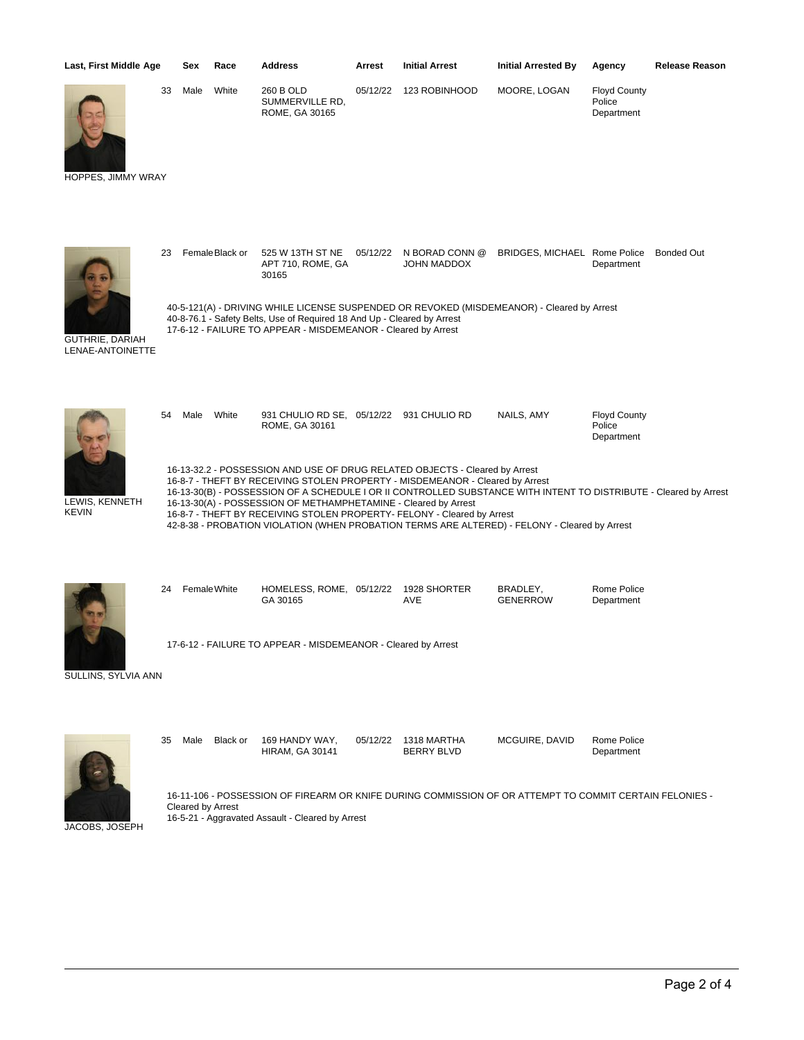| Last, First Middle | Age | Sex | Race | Address | Arrest | Initial Arrest | Initial Arrested By | Agency | Release Reason |
|---|---|---|---|---|---|---|---|---|---|
| HOPPES, JIMMY WRAY | 33 | Male | White | 260 B OLD SUMMERVILLE RD, ROME, GA 30165 | 05/12/22 | 123 ROBINHOOD | MOORE, LOGAN | Floyd County Police Department | |
| GUTHRIE, DARIAH LENAE-ANTOINETTE | 23 | Female | Black or | 525 W 13TH ST NE APT 710, ROME, GA 30165 | 05/12/22 | N BORAD CONN @ JOHN MADDOX | BRIDGES, MICHAEL | Rome Police Department | Bonded Out |
| LEWIS, KENNETH KEVIN | 54 | Male | White | 931 CHULIO RD SE, ROME, GA 30161 | 05/12/22 | 931 CHULIO RD | NAILS, AMY | Floyd County Police Department | |
| SULLINS, SYLVIA ANN | 24 | Female | White | HOMELESS, ROME, GA 30165 | 05/12/22 | 1928 SHORTER AVE | BRADLEY, GENERROW | Rome Police Department | |
| JACOBS, JOSEPH | 35 | Male | Black or | 169 HANDY WAY, HIRAM, GA 30141 | 05/12/22 | 1318 MARTHA BERRY BLVD | MCGUIRE, DAVID | Rome Police Department | |

**GUTHRIE, DARIAH LENAE-ANTOINETTE**

- 40-5-121(A) - DRIVING WHILE LICENSE SUSPENDED OR REVOKED (MISDEMEANOR) - Cleared by Arrest
- 40-8-76.1 - Safety Belts, Use of Required 18 And Up - Cleared by Arrest
- 17-6-12 - FAILURE TO APPEAR - MISDEMEANOR - Cleared by Arrest

**LEWIS, KENNETH KEVIN**

- 16-13-32.2 - POSSESSION AND USE OF DRUG RELATED OBJECTS - Cleared by Arrest
- 16-8-7 - THEFT BY RECEIVING STOLEN PROPERTY - MISDEMEANOR - Cleared by Arrest
- 16-13-30(B) - POSSESSION OF A SCHEDULE I OR II CONTROLLED SUBSTANCE WITH INTENT TO DISTRIBUTE - Cleared by Arrest
- 16-13-30(A) - POSSESSION OF METHAMPHETAMINE - Cleared by Arrest
- 16-8-7 - THEFT BY RECEIVING STOLEN PROPERTY- FELONY - Cleared by Arrest
- 42-8-38 - PROBATION VIOLATION (WHEN PROBATION TERMS ARE ALTERED) - FELONY - Cleared by Arrest

**SULLINS, SYLVIA ANN**

- 17-6-12 - FAILURE TO APPEAR - MISDEMEANOR - Cleared by Arrest

**JACOBS, JOSEPH**

- 16-11-106 - POSSESSION OF FIREARM OR KNIFE DURING COMMISSION OF OR ATTEMPT TO COMMIT CERTAIN FELONIES - Cleared by Arrest
- 16-5-21 - Aggravated Assault - Cleared by Arrest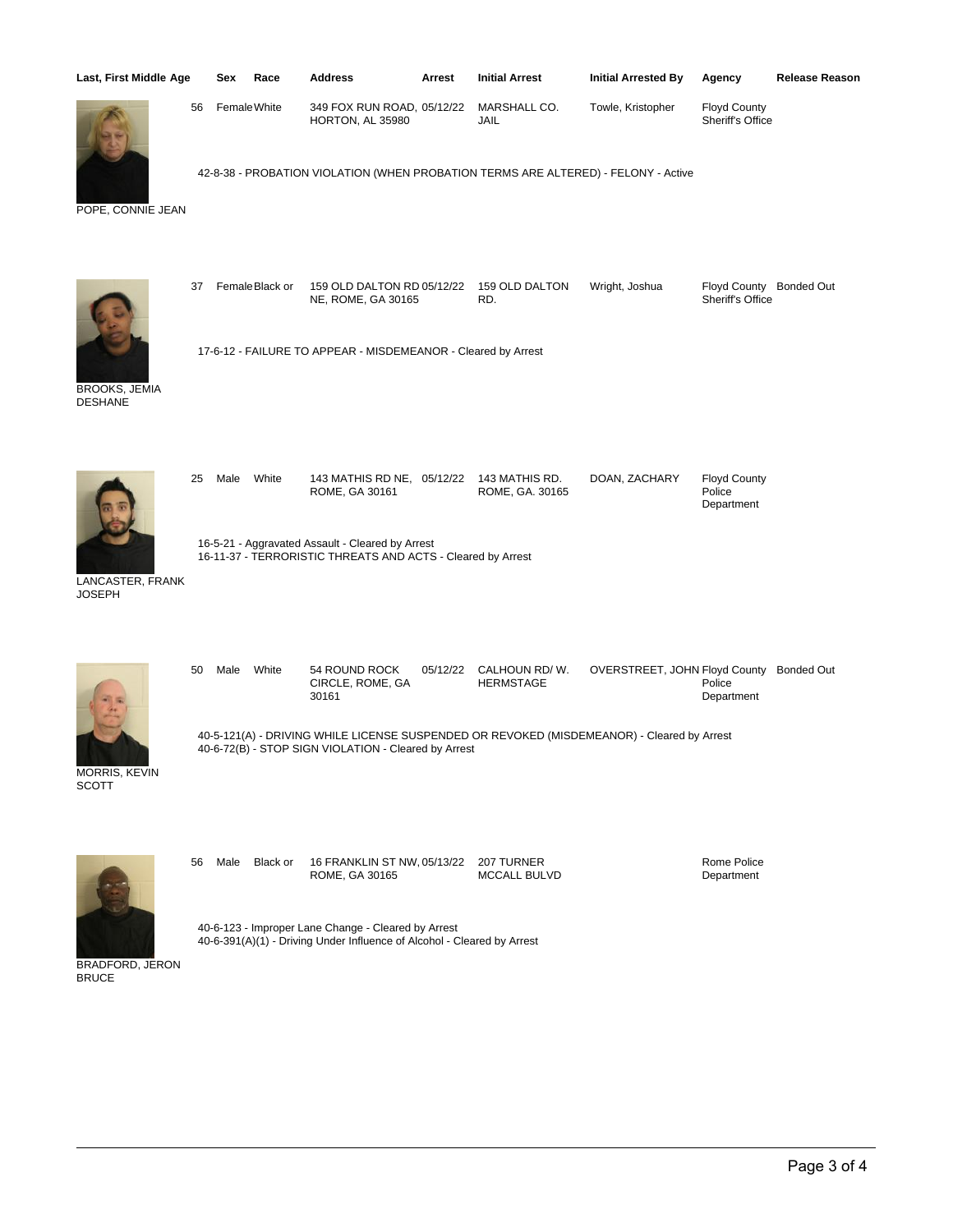| Last, First Middle | Age | Sex | Race | Address | Arrest | Initial Arrest | Initial Arrested By | Agency | Release Reason |
|---|---|---|---|---|---|---|---|---|---|
| POPE, CONNIE JEAN | 56 | Female | White | 349 FOX RUN ROAD, HORTON, AL 35980 | 05/12/22 | MARSHALL CO. JAIL | Towle, Kristopher | Floyd County Sheriff's Office | |
| | | | | 42-8-38 - PROBATION VIOLATION (WHEN PROBATION TERMS ARE ALTERED) - FELONY - Active | | | | | |
| BROOKS, JEMIA DESHANE | 37 | Female | Black or | 159 OLD DALTON RD NE, ROME, GA 30165 | 05/12/22 | 159 OLD DALTON RD. | Wright, Joshua | Floyd County Sheriff's Office | Bonded Out |
| | | | | 17-6-12 - FAILURE TO APPEAR - MISDEMEANOR - Cleared by Arrest | | | | | |
| LANCASTER, FRANK JOSEPH | 25 | Male | White | 143 MATHIS RD NE, ROME, GA 30161 | 05/12/22 | 143 MATHIS RD. ROME, GA. 30165 | DOAN, ZACHARY | Floyd County Police Department | |
| | | | | 16-5-21 - Aggravated Assault - Cleared by Arrest<br>16-11-37 - TERRORISTIC THREATS AND ACTS - Cleared by Arrest | | | | | |
| MORRIS, KEVIN SCOTT | 50 | Male | White | 54 ROUND ROCK CIRCLE, ROME, GA 30161 | 05/12/22 | CALHOUN RD/ W. HERMSTAGE | OVERSTREET, JOHN | Floyd County Police Department | Bonded Out |
| | | | | 40-5-121(A) - DRIVING WHILE LICENSE SUSPENDED OR REVOKED (MISDEMEANOR) - Cleared by Arrest<br>40-6-72(B) - STOP SIGN VIOLATION - Cleared by Arrest | | | | | |
| BRADFORD, JERON BRUCE | 56 | Male | Black or | 16 FRANKLIN ST NW, ROME, GA 30165 | 05/13/22 | 207 TURNER MCCALL BULVD | | Rome Police Department | |
| | | | | 40-6-123 - Improper Lane Change - Cleared by Arrest<br>40-6-391(A)(1) - Driving Under Influence of Alcohol - Cleared by Arrest | | | | | |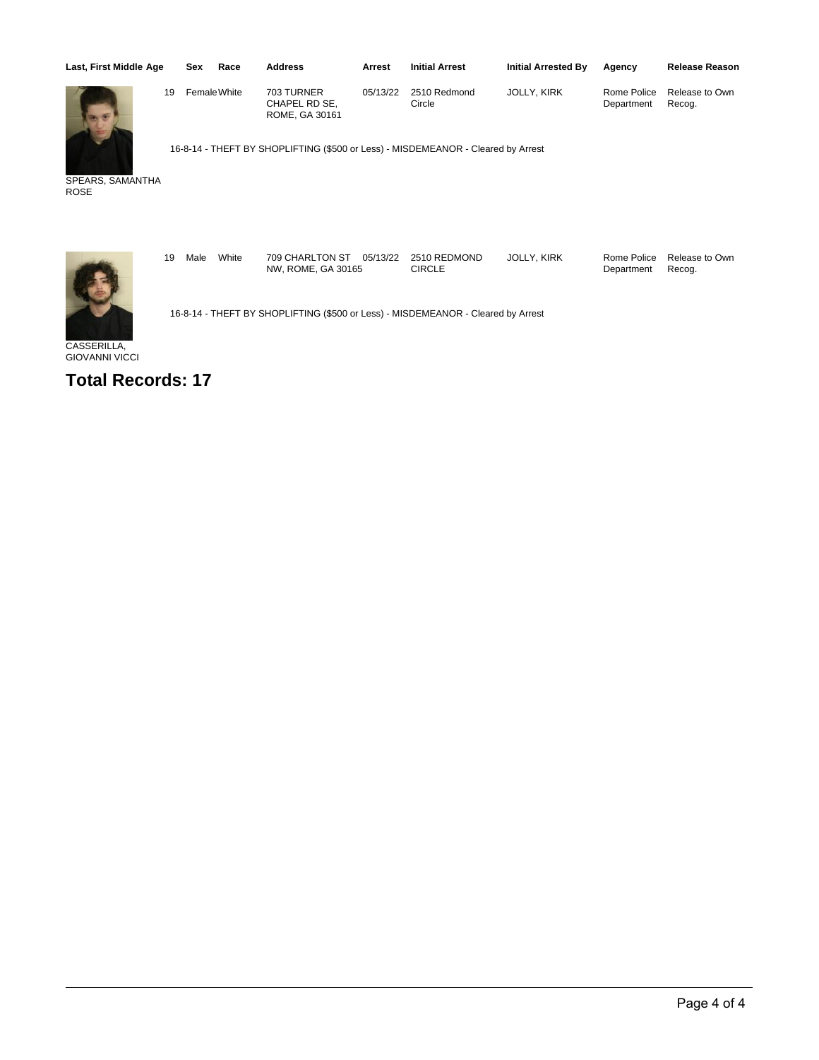| Last, First Middle | Age | Sex | Race | Address | Arrest | Initial Arrest | Initial Arrested By | Agency | Release Reason |
|---|---|---|---|---|---|---|---|---|---|
| SPEARS, SAMANTHA ROSE | 19 | Female | White | 703 TURNER CHAPEL RD SE, ROME, GA 30161 | 05/13/22 | 2510 Redmond Circle | JOLLY, KIRK | Rome Police Department | Release to Own Recog. |
| | 16-8-14 - THEFT BY SHOPLIFTING ($500 or Less) - MISDEMEANOR - Cleared by Arrest | | | | | | | | |
| CASSERILLA, GIOVANNI VICCI | 19 | Male | White | 709 CHARLTON ST NW, ROME, GA 30165 | 05/13/22 | 2510 REDMOND CIRCLE | JOLLY, KIRK | Rome Police Department | Release to Own Recog. |
| | 16-8-14 - THEFT BY SHOPLIFTING ($500 or Less) - MISDEMEANOR - Cleared by Arrest | | | | | | | | |

## Total Records: 17